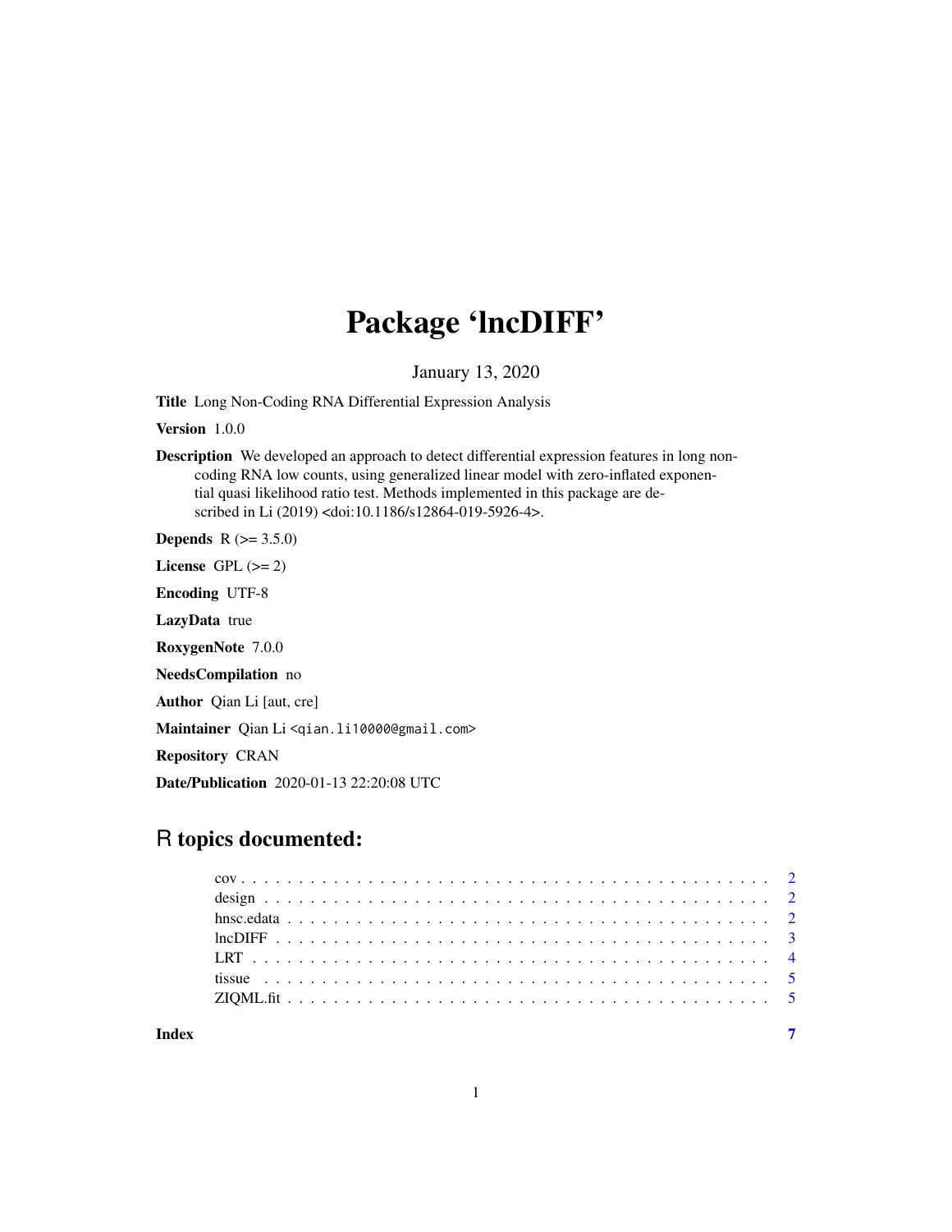# Package 'lncDIFF'

January 13, 2020

**Title** Long Non-Coding RNA Differential Expression Analysis

**Version** 1.0.0

**Description** We developed an approach to detect differential expression features in long non-coding RNA low counts, using generalized linear model with zero-inflated exponential quasi likelihood ratio test. Methods implemented in this package are described in Li (2019) <doi:10.1186/s12864-019-5926-4>.

**Depends** R (>= 3.5.0)

**License** GPL (>= 2)

**Encoding** UTF-8

**LazyData** true

**RoxygenNote** 7.0.0

**NeedsCompilation** no

**Author** Qian Li [aut, cre]

**Maintainer** Qian Li <qian.li10000@gmail.com>

**Repository** CRAN

**Date/Publication** 2020-01-13 22:20:08 UTC

## R topics documented:

- cov . . . . . . . . . . . . . . . . . . . . . . . . . . . . . . . . . . . . . . . . . . . . 2
- design . . . . . . . . . . . . . . . . . . . . . . . . . . . . . . . . . . . . . . . . . . 2
- hnsc.edata . . . . . . . . . . . . . . . . . . . . . . . . . . . . . . . . . . . . . . . 2
- lncDIFF . . . . . . . . . . . . . . . . . . . . . . . . . . . . . . . . . . . . . . . . . 3
- LRT . . . . . . . . . . . . . . . . . . . . . . . . . . . . . . . . . . . . . . . . . . . 4
- tissue . . . . . . . . . . . . . . . . . . . . . . . . . . . . . . . . . . . . . . . . . . 5
- ZIQML.fit . . . . . . . . . . . . . . . . . . . . . . . . . . . . . . . . . . . . . . . 5

**Index** 7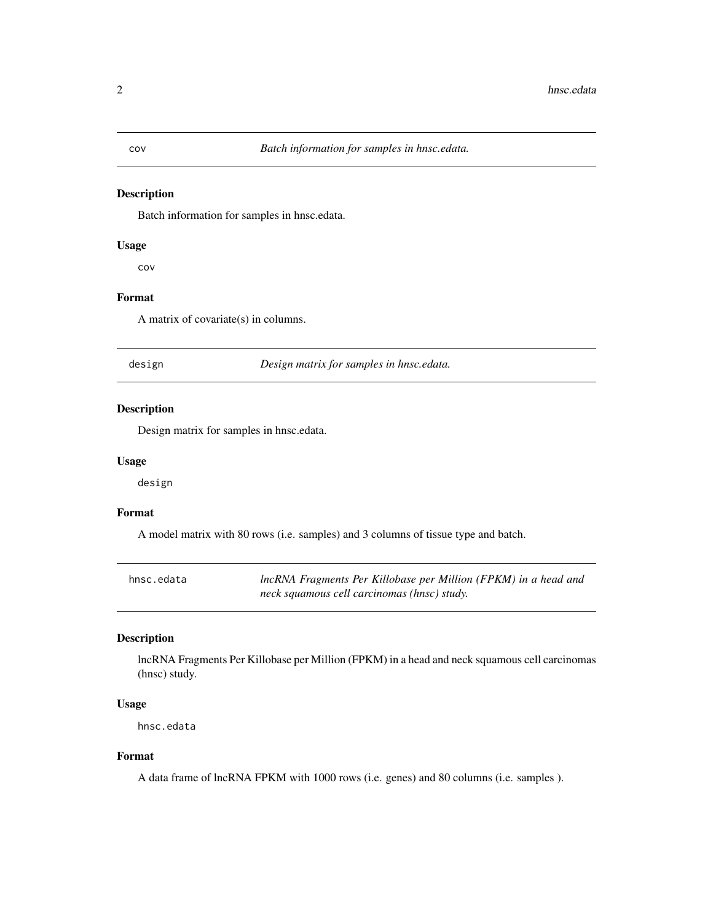## cov — *Batch information for samples in hnsc.edata.*

### Description

Batch information for samples in hnsc.edata.

### Usage

```
cov
```

### Format

A matrix of covariate(s) in columns.

## design — *Design matrix for samples in hnsc.edata.*

### Description

Design matrix for samples in hnsc.edata.

### Usage

```
design
```

### Format

A model matrix with 80 rows (i.e. samples) and 3 columns of tissue type and batch.

## hnsc.edata — *lncRNA Fragments Per Killobase per Million (FPKM) in a head and neck squamous cell carcinomas (hnsc) study.*

### Description

lncRNA Fragments Per Killobase per Million (FPKM) in a head and neck squamous cell carcinomas (hnsc) study.

### Usage

```
hnsc.edata
```

### Format

A data frame of lncRNA FPKM with 1000 rows (i.e. genes) and 80 columns (i.e. samples ).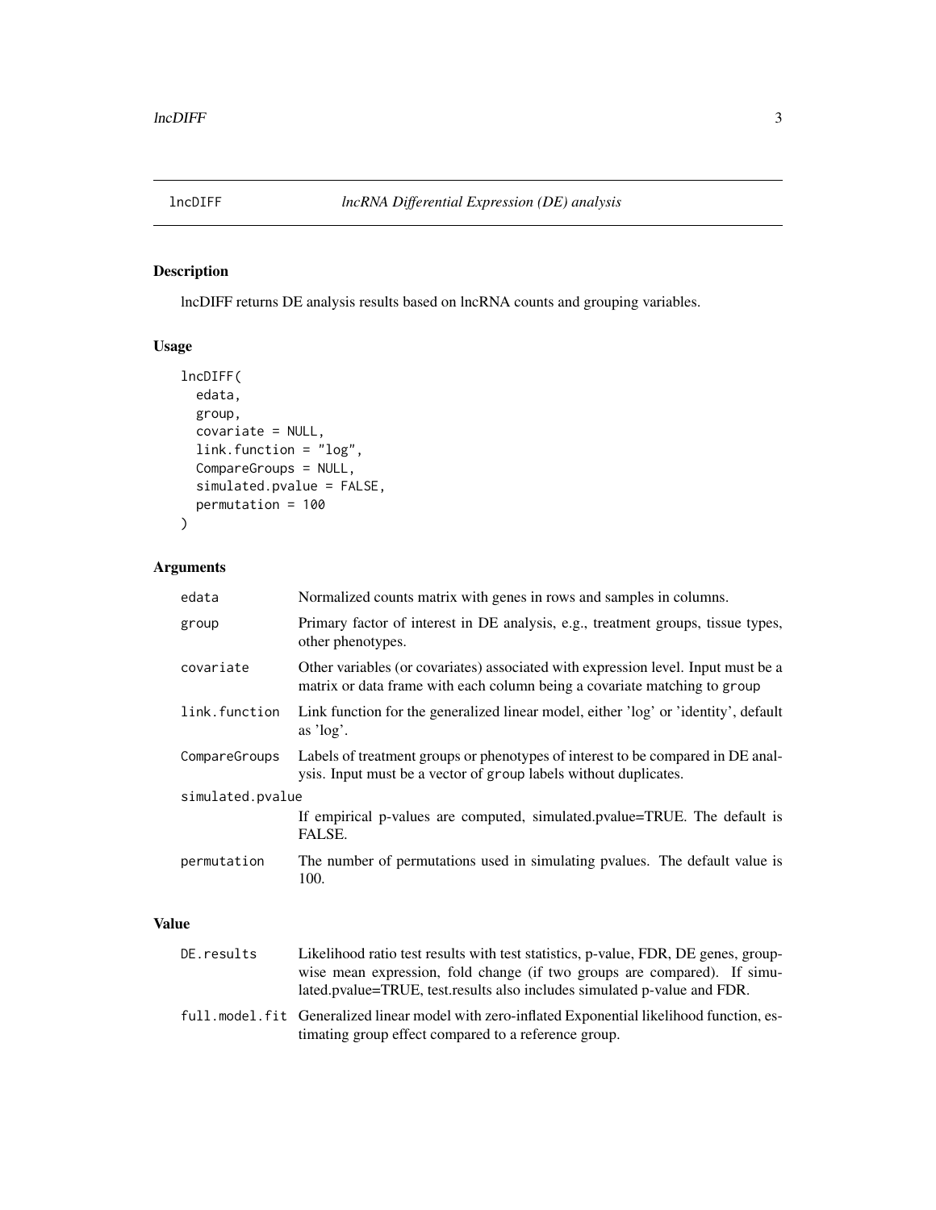## lncDIFF *lncRNA Differential Expression (DE) analysis*

### Description

lncDIFF returns DE analysis results based on lncRNA counts and grouping variables.

### Usage

```
lncDIFF(
  edata,
  group,
  covariate = NULL,
  link.function = "log",
  CompareGroups = NULL,
  simulated.pvalue = FALSE,
  permutation = 100
)
```

### Arguments

| | |
|---|---|
| `edata` | Normalized counts matrix with genes in rows and samples in columns. |
| `group` | Primary factor of interest in DE analysis, e.g., treatment groups, tissue types, other phenotypes. |
| `covariate` | Other variables (or covariates) associated with expression level. Input must be a matrix or data frame with each column being a covariate matching to `group` |
| `link.function` | Link function for the generalized linear model, either 'log' or 'identity', default as 'log'. |
| `CompareGroups` | Labels of treatment groups or phenotypes of interest to be compared in DE analysis. Input must be a vector of `group` labels without duplicates. |
| `simulated.pvalue` | If empirical p-values are computed, simulated.pvalue=TRUE. The default is FALSE. |
| `permutation` | The number of permutations used in simulating pvalues. The default value is 100. |

### Value

| | |
|---|---|
| `DE.results` | Likelihood ratio test results with test statistics, p-value, FDR, DE genes, group-wise mean expression, fold change (if two groups are compared). If simulated.pvalue=TRUE, test.results also includes simulated p-value and FDR. |
| `full.model.fit` | Generalized linear model with zero-inflated Exponential likelihood function, estimating group effect compared to a reference group. |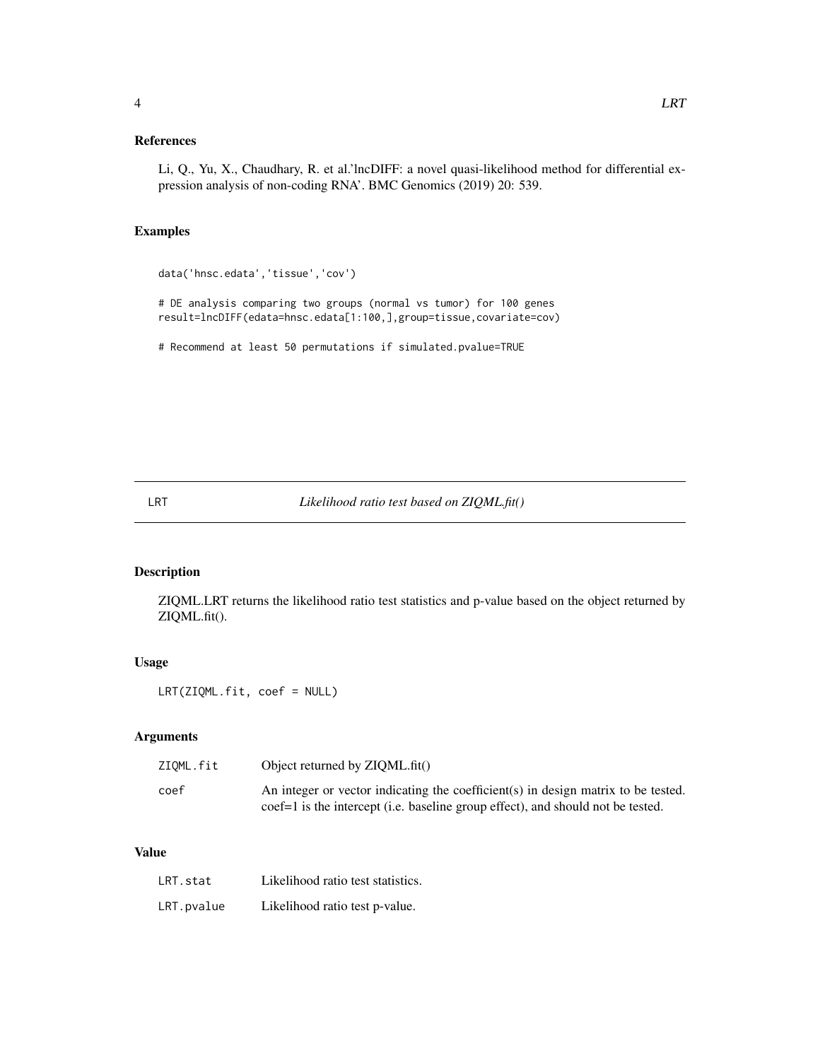## References

Li, Q., Yu, X., Chaudhary, R. et al.'lncDIFF: a novel quasi-likelihood method for differential expression analysis of non-coding RNA'. BMC Genomics (2019) 20: 539.

## Examples

```
data('hnsc.edata','tissue','cov')

# DE analysis comparing two groups (normal vs tumor) for 100 genes
result=lncDIFF(edata=hnsc.edata[1:100,],group=tissue,covariate=cov)

# Recommend at least 50 permutations if simulated.pvalue=TRUE
```

---

# LRT — *Likelihood ratio test based on ZIQML.fit()*

## Description

ZIQML.LRT returns the likelihood ratio test statistics and p-value based on the object returned by ZIQML.fit().

## Usage

```
LRT(ZIQML.fit, coef = NULL)
```

## Arguments

| | |
|---|---|
| `ZIQML.fit` | Object returned by ZIQML.fit() |
| `coef` | An integer or vector indicating the coefficient(s) in design matrix to be tested. coef=1 is the intercept (i.e. baseline group effect), and should not be tested. |

## Value

| | |
|---|---|
| `LRT.stat` | Likelihood ratio test statistics. |
| `LRT.pvalue` | Likelihood ratio test p-value. |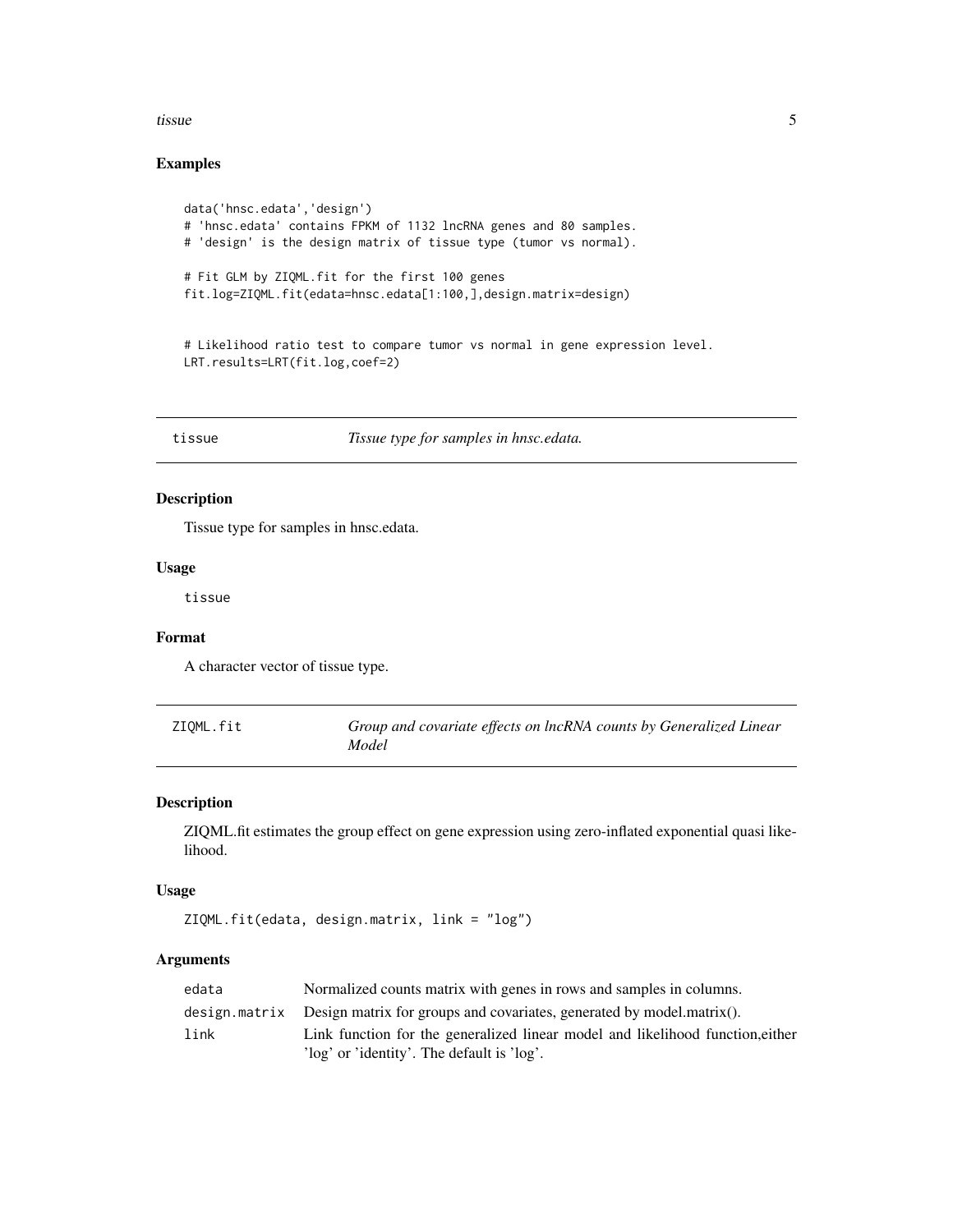## Examples

```
data('hnsc.edata','design')
# 'hnsc.edata' contains FPKM of 1132 lncRNA genes and 80 samples.
# 'design' is the design matrix of tissue type (tumor vs normal).

# Fit GLM by ZIQML.fit for the first 100 genes
fit.log=ZIQML.fit(edata=hnsc.edata[1:100,],design.matrix=design)


# Likelihood ratio test to compare tumor vs normal in gene expression level.
LRT.results=LRT(fit.log,coef=2)
```

---

# tissue — *Tissue type for samples in hnsc.edata.*

---

## Description

Tissue type for samples in hnsc.edata.

## Usage

```
tissue
```

## Format

A character vector of tissue type.

---

# ZIQML.fit — *Group and covariate effects on lncRNA counts by Generalized Linear Model*

---

## Description

ZIQML.fit estimates the group effect on gene expression using zero-inflated exponential quasi likelihood.

## Usage

```
ZIQML.fit(edata, design.matrix, link = "log")
```

## Arguments

| | |
|---|---|
| `edata` | Normalized counts matrix with genes in rows and samples in columns. |
| `design.matrix` | Design matrix for groups and covariates, generated by model.matrix(). |
| `link` | Link function for the generalized linear model and likelihood function,either 'log' or 'identity'. The default is 'log'. |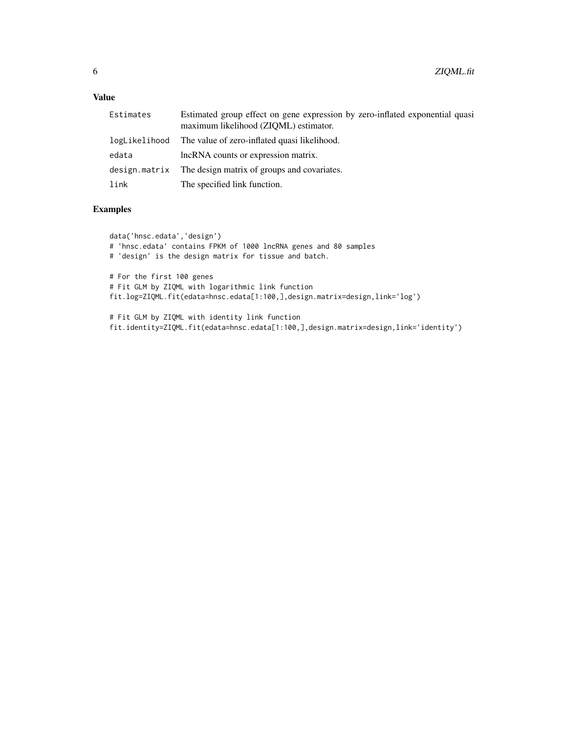## Value

| | |
|---|---|
| Estimates | Estimated group effect on gene expression by zero-inflated exponential quasi maximum likelihood (ZIQML) estimator. |
| logLikelihood | The value of zero-inflated quasi likelihood. |
| edata | lncRNA counts or expression matrix. |
| design.matrix | The design matrix of groups and covariates. |
| link | The specified link function. |

## Examples

```
data('hnsc.edata','design')
# 'hnsc.edata' contains FPKM of 1000 lncRNA genes and 80 samples
# 'design' is the design matrix for tissue and batch.

# For the first 100 genes
# Fit GLM by ZIQML with logarithmic link function
fit.log=ZIQML.fit(edata=hnsc.edata[1:100,],design.matrix=design,link='log')

# Fit GLM by ZIQML with identity link function
fit.identity=ZIQML.fit(edata=hnsc.edata[1:100,],design.matrix=design,link='identity')
```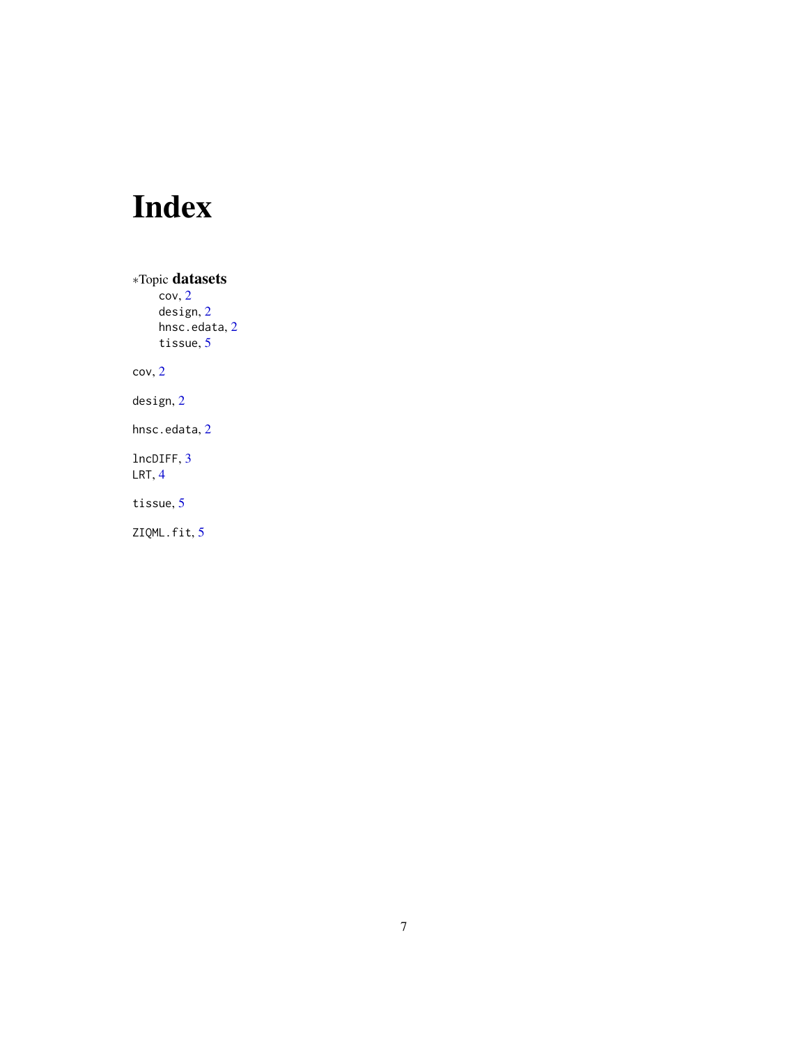# Index

*Topic **datasets**

- cov, 2
- design, 2
- hnsc.edata, 2
- tissue, 5

cov, 2

design, 2

hnsc.edata, 2

lncDIFF, 3
LRT, 4

tissue, 5

ZIQML.fit, 5